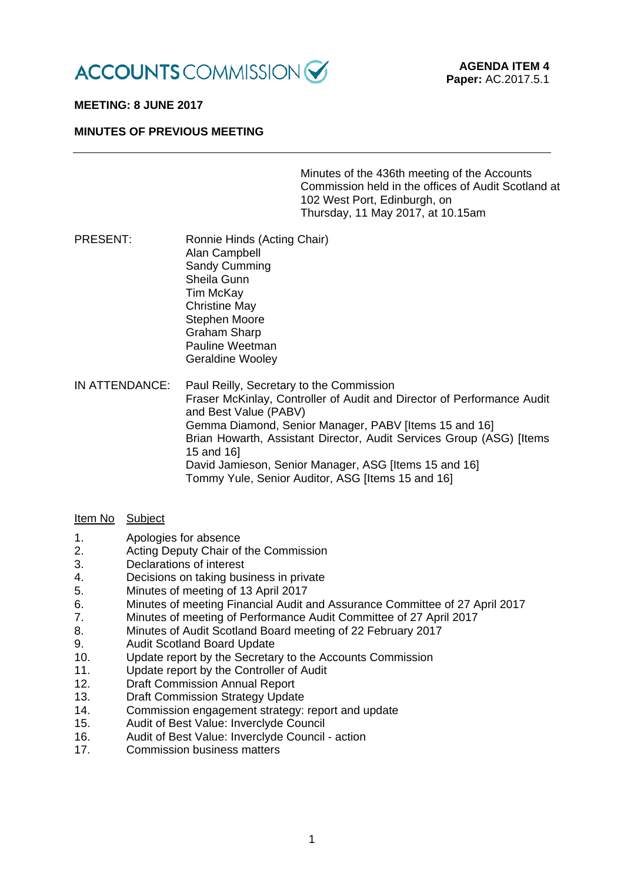ACCOUNTS COMMISSION

**AGENDA ITEM 4**
**Paper:** AC.2017.5.1

**MEETING: 8 JUNE 2017**

**MINUTES OF PREVIOUS MEETING**

---

Minutes of the 436th meeting of the Accounts Commission held in the offices of Audit Scotland at 102 West Port, Edinburgh, on Thursday, 11 May 2017, at 10.15am

PRESENT:

Ronnie Hinds (Acting Chair)
Alan Campbell
Sandy Cumming
Sheila Gunn
Tim McKay
Christine May
Stephen Moore
Graham Sharp
Pauline Weetman
Geraldine Wooley

IN ATTENDANCE:

Paul Reilly, Secretary to the Commission
Fraser McKinlay, Controller of Audit and Director of Performance Audit and Best Value (PABV)
Gemma Diamond, Senior Manager, PABV [Items 15 and 16]
Brian Howarth, Assistant Director, Audit Services Group (ASG) [Items 15 and 16]
David Jamieson, Senior Manager, ASG [Items 15 and 16]
Tommy Yule, Senior Auditor, ASG [Items 15 and 16]

| Item No | Subject |
|---|---|
| 1. | Apologies for absence |
| 2. | Acting Deputy Chair of the Commission |
| 3. | Declarations of interest |
| 4. | Decisions on taking business in private |
| 5. | Minutes of meeting of 13 April 2017 |
| 6. | Minutes of meeting Financial Audit and Assurance Committee of 27 April 2017 |
| 7. | Minutes of meeting of Performance Audit Committee of 27 April 2017 |
| 8. | Minutes of Audit Scotland Board meeting of 22 February 2017 |
| 9. | Audit Scotland Board Update |
| 10. | Update report by the Secretary to the Accounts Commission |
| 11. | Update report by the Controller of Audit |
| 12. | Draft Commission Annual Report |
| 13. | Draft Commission Strategy Update |
| 14. | Commission engagement strategy: report and update |
| 15. | Audit of Best Value: Inverclyde Council |
| 16. | Audit of Best Value: Inverclyde Council - action |
| 17. | Commission business matters |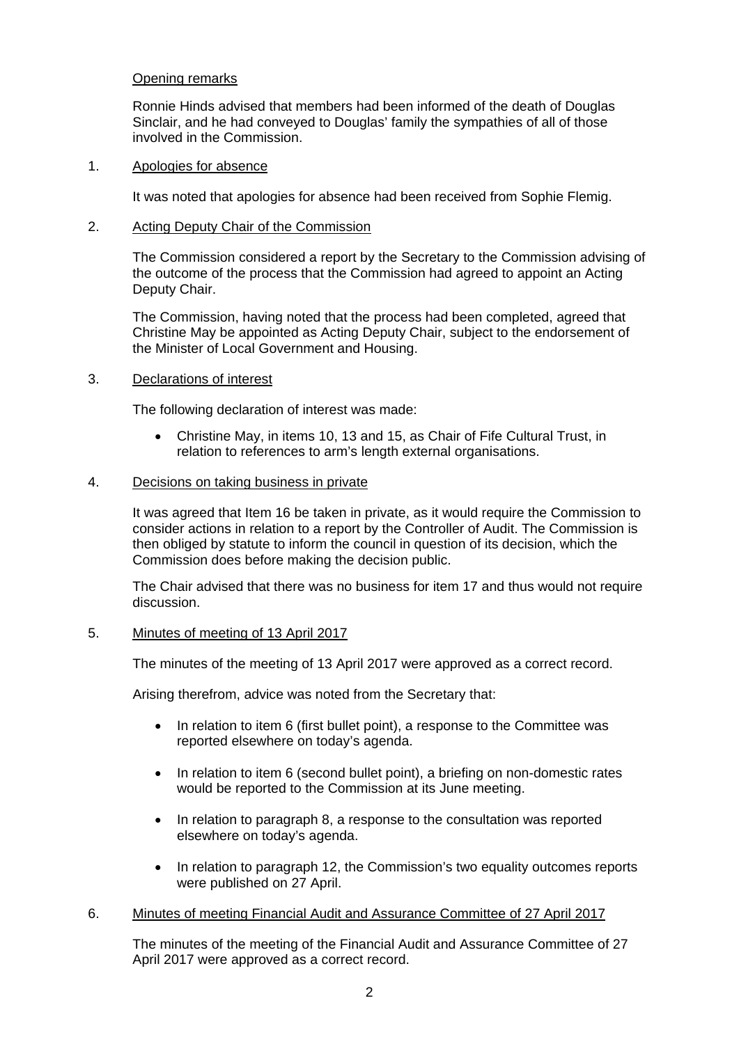Opening remarks

Ronnie Hinds advised that members had been informed of the death of Douglas Sinclair, and he had conveyed to Douglas' family the sympathies of all of those involved in the Commission.

1. Apologies for absence

It was noted that apologies for absence had been received from Sophie Flemig.

2. Acting Deputy Chair of the Commission

The Commission considered a report by the Secretary to the Commission advising of the outcome of the process that the Commission had agreed to appoint an Acting Deputy Chair.

The Commission, having noted that the process had been completed, agreed that Christine May be appointed as Acting Deputy Chair, subject to the endorsement of the Minister of Local Government and Housing.

3. Declarations of interest

The following declaration of interest was made:

- Christine May, in items 10, 13 and 15, as Chair of Fife Cultural Trust, in relation to references to arm's length external organisations.

4. Decisions on taking business in private

It was agreed that Item 16 be taken in private, as it would require the Commission to consider actions in relation to a report by the Controller of Audit. The Commission is then obliged by statute to inform the council in question of its decision, which the Commission does before making the decision public.

The Chair advised that there was no business for item 17 and thus would not require discussion.

5. Minutes of meeting of 13 April 2017

The minutes of the meeting of 13 April 2017 were approved as a correct record.

Arising therefrom, advice was noted from the Secretary that:

- In relation to item 6 (first bullet point), a response to the Committee was reported elsewhere on today's agenda.
- In relation to item 6 (second bullet point), a briefing on non-domestic rates would be reported to the Commission at its June meeting.
- In relation to paragraph 8, a response to the consultation was reported elsewhere on today's agenda.
- In relation to paragraph 12, the Commission's two equality outcomes reports were published on 27 April.

6. Minutes of meeting Financial Audit and Assurance Committee of 27 April 2017

The minutes of the meeting of the Financial Audit and Assurance Committee of 27 April 2017 were approved as a correct record.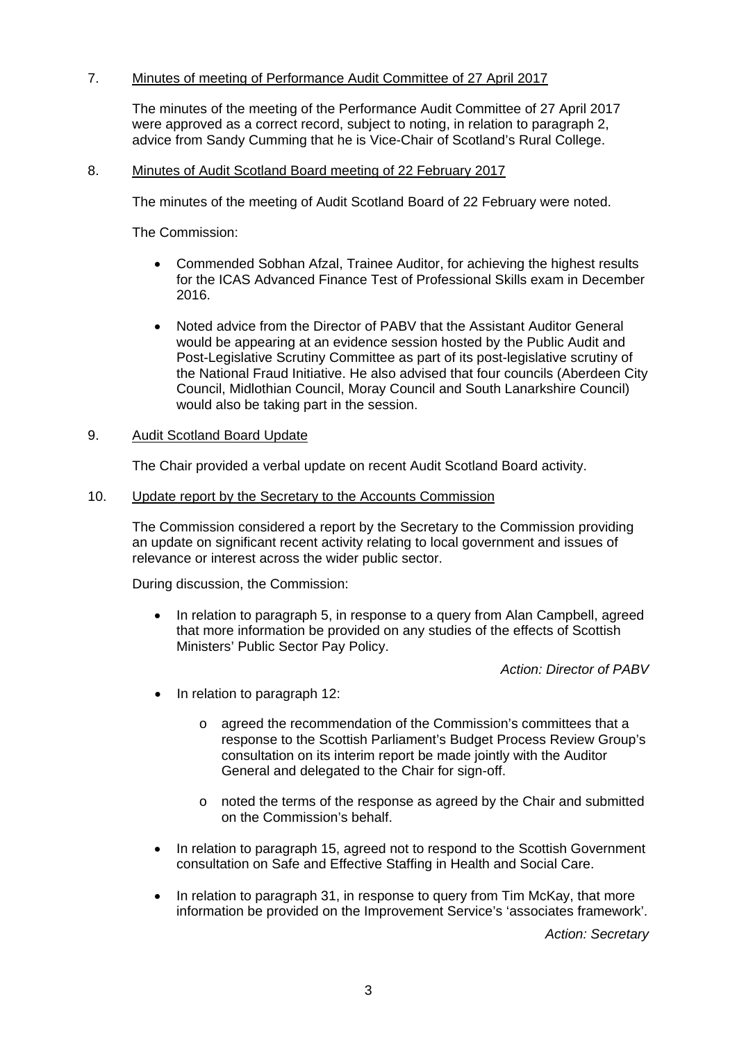7. Minutes of meeting of Performance Audit Committee of 27 April 2017

The minutes of the meeting of the Performance Audit Committee of 27 April 2017 were approved as a correct record, subject to noting, in relation to paragraph 2, advice from Sandy Cumming that he is Vice-Chair of Scotland's Rural College.

8. Minutes of Audit Scotland Board meeting of 22 February 2017

The minutes of the meeting of Audit Scotland Board of 22 February were noted.

The Commission:

- Commended Sobhan Afzal, Trainee Auditor, for achieving the highest results for the ICAS Advanced Finance Test of Professional Skills exam in December 2016.

- Noted advice from the Director of PABV that the Assistant Auditor General would be appearing at an evidence session hosted by the Public Audit and Post-Legislative Scrutiny Committee as part of its post-legislative scrutiny of the National Fraud Initiative. He also advised that four councils (Aberdeen City Council, Midlothian Council, Moray Council and South Lanarkshire Council) would also be taking part in the session.

9. Audit Scotland Board Update

The Chair provided a verbal update on recent Audit Scotland Board activity.

10. Update report by the Secretary to the Accounts Commission

The Commission considered a report by the Secretary to the Commission providing an update on significant recent activity relating to local government and issues of relevance or interest across the wider public sector.

During discussion, the Commission:

- In relation to paragraph 5, in response to a query from Alan Campbell, agreed that more information be provided on any studies of the effects of Scottish Ministers' Public Sector Pay Policy.

  *Action: Director of PABV*

- In relation to paragraph 12:

  - agreed the recommendation of the Commission's committees that a response to the Scottish Parliament's Budget Process Review Group's consultation on its interim report be made jointly with the Auditor General and delegated to the Chair for sign-off.

  - noted the terms of the response as agreed by the Chair and submitted on the Commission's behalf.

- In relation to paragraph 15, agreed not to respond to the Scottish Government consultation on Safe and Effective Staffing in Health and Social Care.

- In relation to paragraph 31, in response to query from Tim McKay, that more information be provided on the Improvement Service's 'associates framework'.

  *Action: Secretary*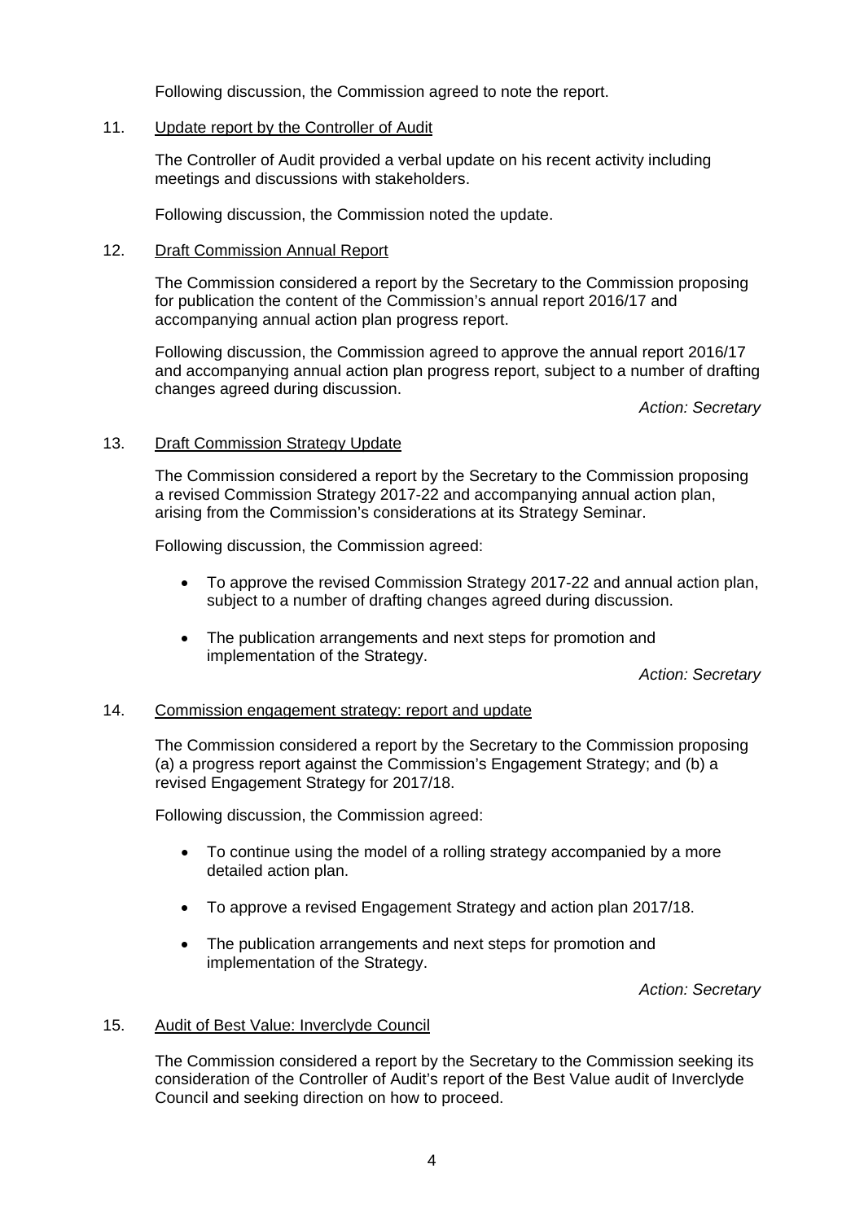Following discussion, the Commission agreed to note the report.

11. Update report by the Controller of Audit

The Controller of Audit provided a verbal update on his recent activity including meetings and discussions with stakeholders.

Following discussion, the Commission noted the update.

12. Draft Commission Annual Report

The Commission considered a report by the Secretary to the Commission proposing for publication the content of the Commission's annual report 2016/17 and accompanying annual action plan progress report.

Following discussion, the Commission agreed to approve the annual report 2016/17 and accompanying annual action plan progress report, subject to a number of drafting changes agreed during discussion.

*Action: Secretary*

13. Draft Commission Strategy Update

The Commission considered a report by the Secretary to the Commission proposing a revised Commission Strategy 2017-22 and accompanying annual action plan, arising from the Commission's considerations at its Strategy Seminar.

Following discussion, the Commission agreed:

- To approve the revised Commission Strategy 2017-22 and annual action plan, subject to a number of drafting changes agreed during discussion.
- The publication arrangements and next steps for promotion and implementation of the Strategy.

*Action: Secretary*

14. Commission engagement strategy: report and update

The Commission considered a report by the Secretary to the Commission proposing (a) a progress report against the Commission's Engagement Strategy; and (b) a revised Engagement Strategy for 2017/18.

Following discussion, the Commission agreed:

- To continue using the model of a rolling strategy accompanied by a more detailed action plan.
- To approve a revised Engagement Strategy and action plan 2017/18.
- The publication arrangements and next steps for promotion and implementation of the Strategy.

*Action: Secretary*

15. Audit of Best Value: Inverclyde Council

The Commission considered a report by the Secretary to the Commission seeking its consideration of the Controller of Audit's report of the Best Value audit of Inverclyde Council and seeking direction on how to proceed.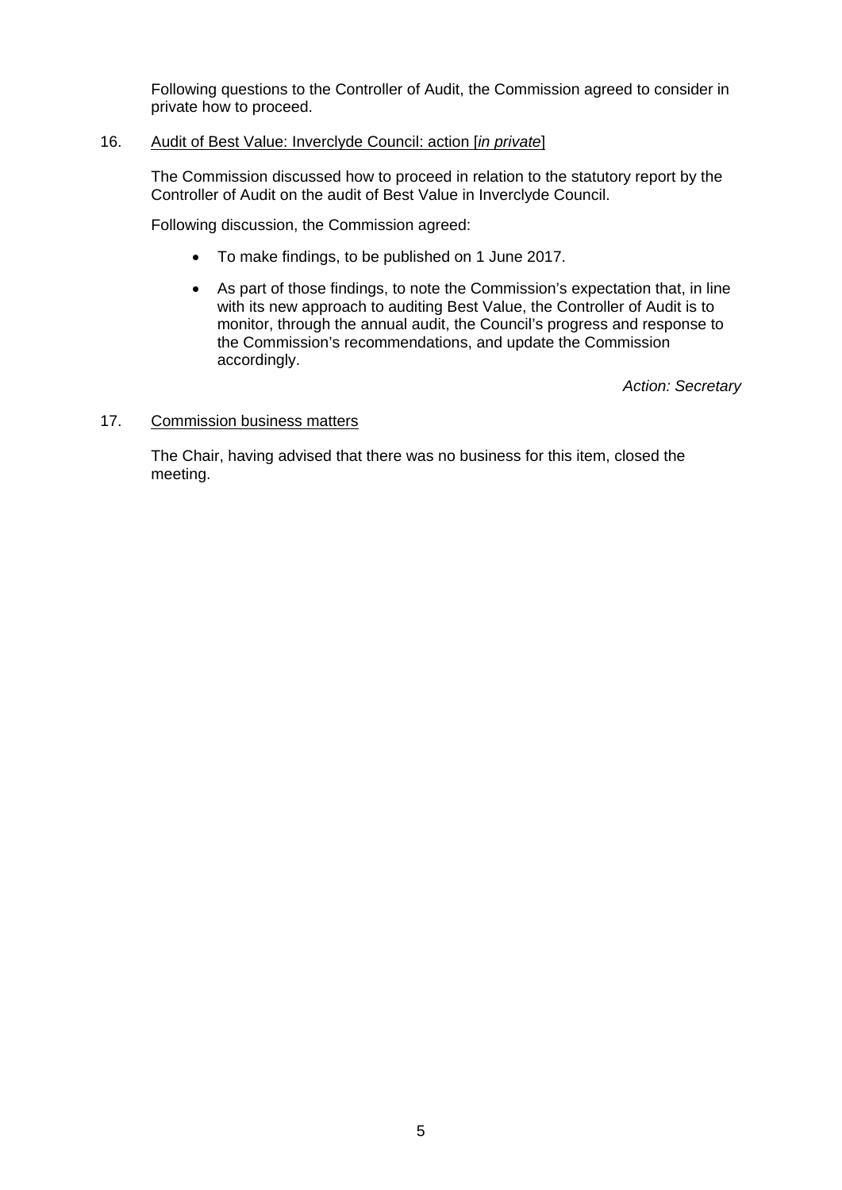Following questions to the Controller of Audit, the Commission agreed to consider in private how to proceed.

16. Audit of Best Value: Inverclyde Council: action [*in private*]

The Commission discussed how to proceed in relation to the statutory report by the Controller of Audit on the audit of Best Value in Inverclyde Council.

Following discussion, the Commission agreed:

- To make findings, to be published on 1 June 2017.
- As part of those findings, to note the Commission's expectation that, in line with its new approach to auditing Best Value, the Controller of Audit is to monitor, through the annual audit, the Council's progress and response to the Commission's recommendations, and update the Commission accordingly.

*Action: Secretary*

17. Commission business matters

The Chair, having advised that there was no business for this item, closed the meeting.